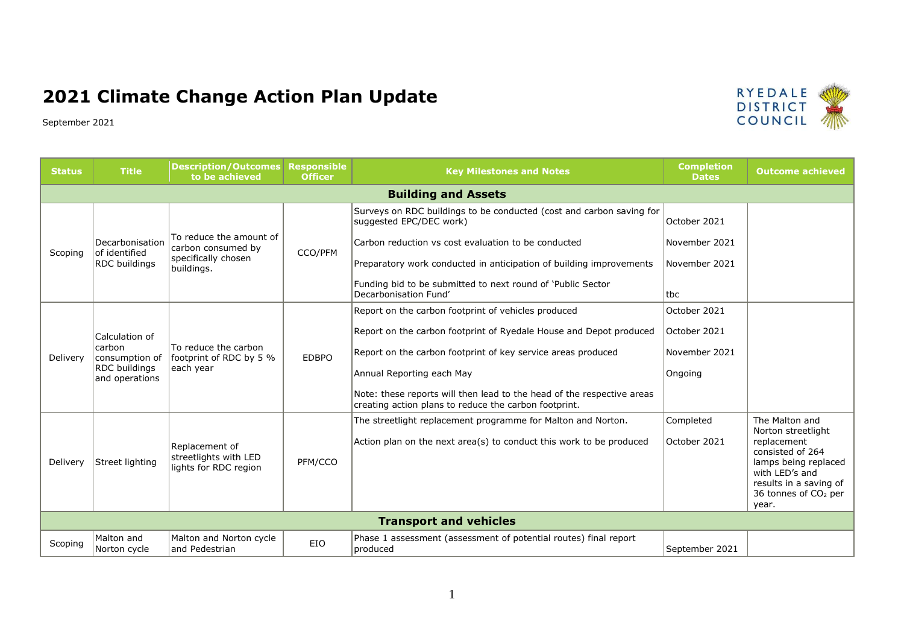# 2021 Climate Change Action Plan Update

September 2021

RYEDALE DISTRICT COUNCIL

| Status | Title | Description/Outcomes to be achieved | Responsible Officer | Key Milestones and Notes | Completion Dates | Outcome achieved |
|---|---|---|---|---|---|---|
| **Building and Assets** | | | | | | |
| Scoping | Decarbonisation of identified RDC buildings | To reduce the amount of carbon consumed by specifically chosen buildings. | CCO/PFM | Surveys on RDC buildings to be conducted (cost and carbon saving for suggested EPC/DEC work)<br><br>Carbon reduction vs cost evaluation to be conducted<br><br>Preparatory work conducted in anticipation of building improvements<br><br>Funding bid to be submitted to next round of 'Public Sector Decarbonisation Fund' | October 2021<br><br>November 2021<br><br>November 2021<br><br>tbc | |
| Delivery | Calculation of carbon consumption of RDC buildings and operations | To reduce the carbon footprint of RDC by 5 % each year | EDBPO | Report on the carbon footprint of vehicles produced<br><br>Report on the carbon footprint of Ryedale House and Depot produced<br><br>Report on the carbon footprint of key service areas produced<br><br>Annual Reporting each May<br><br>Note: these reports will then lead to the head of the respective areas creating action plans to reduce the carbon footprint. | October 2021<br><br>October 2021<br><br>November 2021<br><br>Ongoing | |
| Delivery | Street lighting | Replacement of streetlights with LED lights for RDC region | PFM/CCO | The streetlight replacement programme for Malton and Norton.<br><br>Action plan on the next area(s) to conduct this work to be produced | Completed<br><br>October 2021 | The Malton and Norton streetlight replacement consisted of 264 lamps being replaced with LED's and results in a saving of 36 tonnes of $CO_2$ per year. |
| **Transport and vehicles** | | | | | | |
| Scoping | Malton and Norton cycle | Malton and Norton cycle and Pedestrian | EIO | Phase 1 assessment (assessment of potential routes) final report produced | September 2021 | |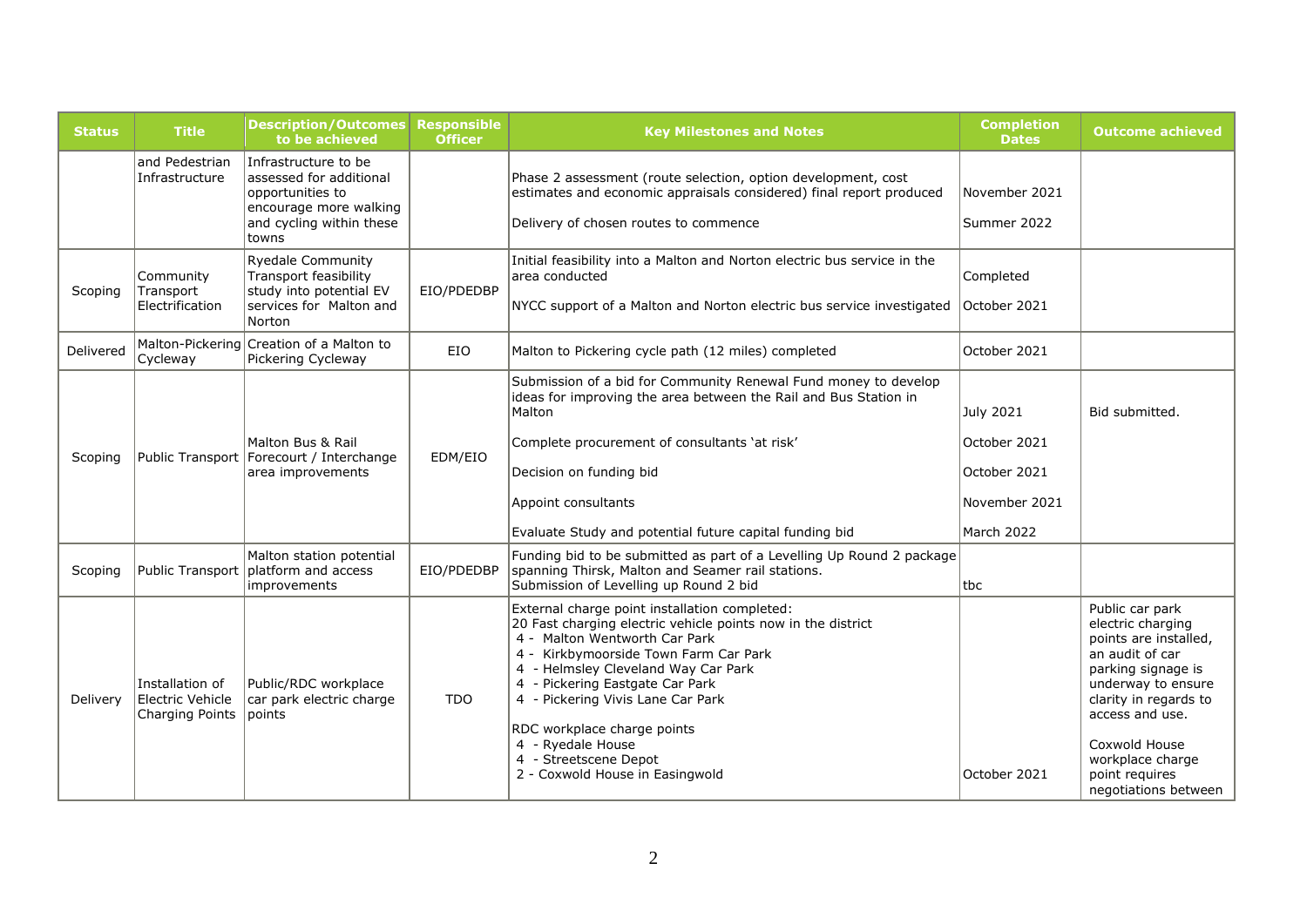| Status | Title | Description/Outcomes to be achieved | Responsible Officer | Key Milestones and Notes | Completion Dates | Outcome achieved |
|---|---|---|---|---|---|---|
| | and Pedestrian Infrastructure | Infrastructure to be assessed for additional opportunities to encourage more walking and cycling within these towns | | Phase 2 assessment (route selection, option development, cost estimates and economic appraisals considered) final report produced<br><br>Delivery of chosen routes to commence | November 2021<br><br>Summer 2022 | |
| Scoping | Community Transport Electrification | Ryedale Community Transport feasibility study into potential EV services for Malton and Norton | EIO/PDEDBP | Initial feasibility into a Malton and Norton electric bus service in the area conducted<br><br>NYCC support of a Malton and Norton electric bus service investigated | Completed<br><br>October 2021 | |
| Delivered | Malton-Pickering Cycleway | Creation of a Malton to Pickering Cycleway | EIO | Malton to Pickering cycle path (12 miles) completed | October 2021 | |
| Scoping | Public Transport | Malton Bus & Rail Forecourt / Interchange area improvements | EDM/EIO | Submission of a bid for Community Renewal Fund money to develop ideas for improving the area between the Rail and Bus Station in Malton<br><br>Complete procurement of consultants 'at risk'<br><br>Decision on funding bid<br><br>Appoint consultants<br><br>Evaluate Study and potential future capital funding bid | July 2021<br><br>October 2021<br><br>October 2021<br><br>November 2021<br><br>March 2022 | Bid submitted. |
| Scoping | Public Transport | Malton station potential platform and access improvements | EIO/PDEDBP | Funding bid to be submitted as part of a Levelling Up Round 2 package spanning Thirsk, Malton and Seamer rail stations.<br>Submission of Levelling up Round 2 bid | tbc | |
| Delivery | Installation of Electric Vehicle Charging Points | Public/RDC workplace car park electric charge points | TDO | External charge point installation completed:<br>20 Fast charging electric vehicle points now in the district<br>4 - Malton Wentworth Car Park<br>4 - Kirkbymoorside Town Farm Car Park<br>4 - Helmsley Cleveland Way Car Park<br>4 - Pickering Eastgate Car Park<br>4 - Pickering Vivis Lane Car Park<br><br>RDC workplace charge points<br>4 - Ryedale House<br>4 - Streetscene Depot<br>2 - Coxwold House in Easingwold | October 2021 | Public car park electric charging points are installed, an audit of car parking signage is underway to ensure clarity in regards to access and use.<br><br>Coxwold House workplace charge point requires negotiations between |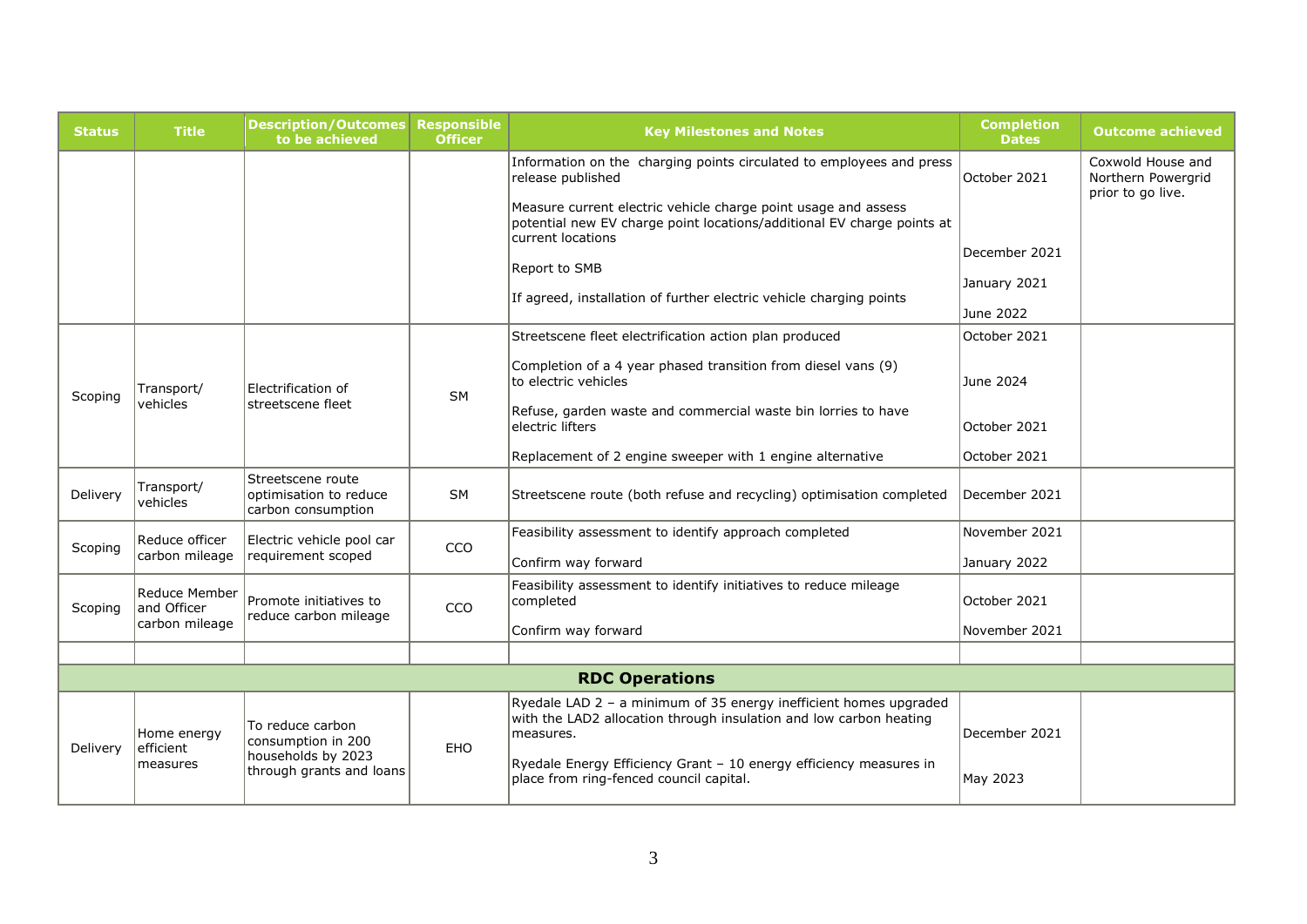| Status | Title | Description/Outcomes to be achieved | Responsible Officer | Key Milestones and Notes | Completion Dates | Outcome achieved |
|---|---|---|---|---|---|---|
| | | | | Information on the charging points circulated to employees and press release published<br><br>Measure current electric vehicle charge point usage and assess potential new EV charge point locations/additional EV charge points at current locations<br><br>Report to SMB<br><br>If agreed, installation of further electric vehicle charging points | October 2021<br><br>December 2021<br><br>January 2021<br><br>June 2022 | Coxwold House and Northern Powergrid prior to go live. |
| Scoping | Transport/ vehicles | Electrification of streetscene fleet | SM | Streetscene fleet electrification action plan produced<br><br>Completion of a 4 year phased transition from diesel vans (9) to electric vehicles<br><br>Refuse, garden waste and commercial waste bin lorries to have electric lifters<br><br>Replacement of 2 engine sweeper with 1 engine alternative | October 2021<br><br>June 2024<br><br>October 2021<br><br>October 2021 | |
| Delivery | Transport/ vehicles | Streetscene route optimisation to reduce carbon consumption | SM | Streetscene route (both refuse and recycling) optimisation completed | December 2021 | |
| Scoping | Reduce officer carbon mileage | Electric vehicle pool car requirement scoped | CCO | Feasibility assessment to identify approach completed<br><br>Confirm way forward | November 2021<br><br>January 2022 | |
| Scoping | Reduce Member and Officer carbon mileage | Promote initiatives to reduce carbon mileage | CCO | Feasibility assessment to identify initiatives to reduce mileage completed<br><br>Confirm way forward | October 2021<br><br>November 2021 | |
| | | | | | | |
| **RDC Operations** | | | | | | |
| Delivery | Home energy efficient measures | To reduce carbon consumption in 200 households by 2023 through grants and loans | EHO | Ryedale LAD 2 – a minimum of 35 energy inefficient homes upgraded with the LAD2 allocation through insulation and low carbon heating measures.<br><br>Ryedale Energy Efficiency Grant – 10 energy efficiency measures in place from ring-fenced council capital. | December 2021<br><br>May 2023 | |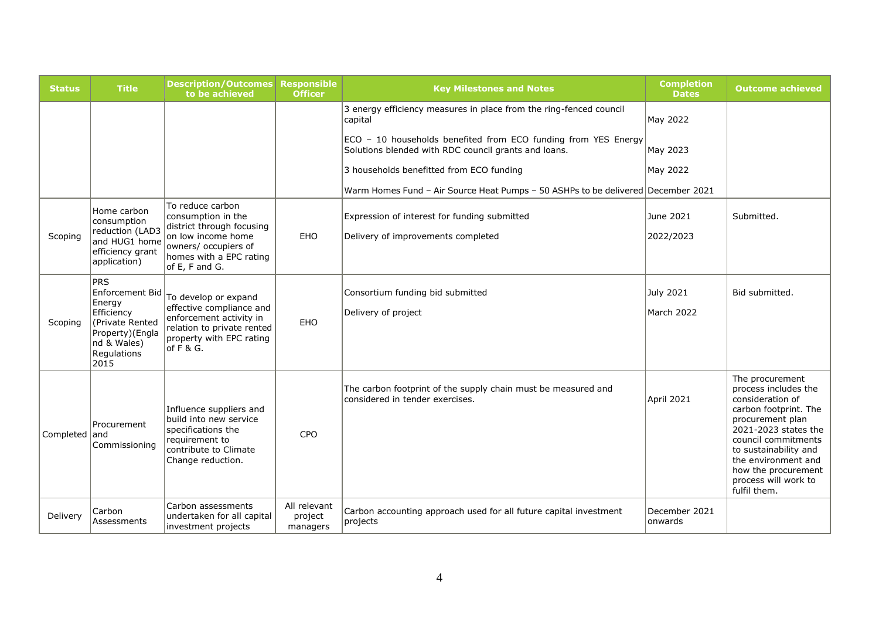| Status | Title | Description/Outcomes to be achieved | Responsible Officer | Key Milestones and Notes | Completion Dates | Outcome achieved |
|---|---|---|---|---|---|---|
| | | | | 3 energy efficiency measures in place from the ring-fenced council capital<br><br>ECO – 10 households benefited from ECO funding from YES Energy Solutions blended with RDC council grants and loans.<br><br>3 households benefitted from ECO funding<br><br>Warm Homes Fund – Air Source Heat Pumps – 50 ASHPs to be delivered | May 2022<br><br>May 2023<br><br>May 2022<br><br>December 2021 | |
| Scoping | Home carbon consumption reduction (LAD3 and HUG1 home efficiency grant application) | To reduce carbon consumption in the district through focusing on low income home owners/ occupiers of homes with a EPC rating of E, F and G. | EHO | Expression of interest for funding submitted<br><br>Delivery of improvements completed | June 2021<br><br>2022/2023 | Submitted. |
| Scoping | PRS Enforcement Bid Energy Efficiency (Private Rented Property)(England & Wales) Regulations 2015 | To develop or expand effective compliance and enforcement activity in relation to private rented property with EPC rating of F & G. | EHO | Consortium funding bid submitted<br><br>Delivery of project | July 2021<br><br>March 2022 | Bid submitted. |
| Completed | Procurement and Commissioning | Influence suppliers and build into new service specifications the requirement to contribute to Climate Change reduction. | CPO | The carbon footprint of the supply chain must be measured and considered in tender exercises. | April 2021 | The procurement process includes the consideration of carbon footprint. The procurement plan 2021-2023 states the council commitments to sustainability and the environment and how the procurement process will work to fulfil them. |
| Delivery | Carbon Assessments | Carbon assessments undertaken for all capital investment projects | All relevant project managers | Carbon accounting approach used for all future capital investment projects | December 2021 onwards | |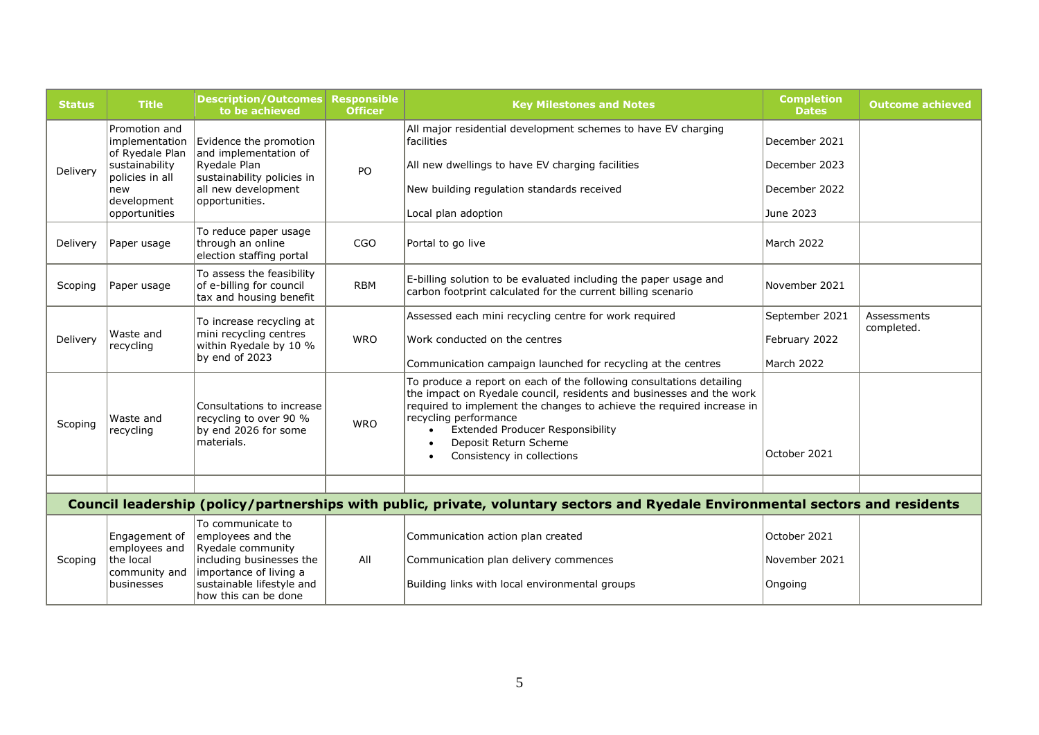| Status | Title | Description/Outcomes to be achieved | Responsible Officer | Key Milestones and Notes | Completion Dates | Outcome achieved |
|---|---|---|---|---|---|---|
| Delivery | Promotion and implementation of Ryedale Plan sustainability policies in all new development opportunities | Evidence the promotion and implementation of Ryedale Plan sustainability policies in all new development opportunities. | PO | All major residential development schemes to have EV charging facilities<br><br>All new dwellings to have EV charging facilities<br><br>New building regulation standards received<br><br>Local plan adoption | December 2021<br><br>December 2023<br><br>December 2022<br><br>June 2023 | |
| Delivery | Paper usage | To reduce paper usage through an online election staffing portal | CGO | Portal to go live | March 2022 | |
| Scoping | Paper usage | To assess the feasibility of e-billing for council tax and housing benefit | RBM | E-billing solution to be evaluated including the paper usage and carbon footprint calculated for the current billing scenario | November 2021 | |
| Delivery | Waste and recycling | To increase recycling at mini recycling centres within Ryedale by 10 % by end of 2023 | WRO | Assessed each mini recycling centre for work required<br><br>Work conducted on the centres<br><br>Communication campaign launched for recycling at the centres | September 2021<br><br>February 2022<br><br>March 2022 | Assessments completed. |
| Scoping | Waste and recycling | Consultations to increase recycling to over 90 % by end 2026 for some materials. | WRO | To produce a report on each of the following consultations detailing the impact on Ryedale council, residents and businesses and the work required to implement the changes to achieve the required increase in recycling performance<br>• Extended Producer Responsibility<br>• Deposit Return Scheme<br>• Consistency in collections | October 2021 | |
| | | | | | | |
| **Council leadership (policy/partnerships with public, private, voluntary sectors and Ryedale Environmental sectors and residents** | | | | | | |
| Scoping | Engagement of employees and the local community and businesses | To communicate to employees and the Ryedale community including businesses the importance of living a sustainable lifestyle and how this can be done | All | Communication action plan created<br><br>Communication plan delivery commences<br><br>Building links with local environmental groups | October 2021<br><br>November 2021<br><br>Ongoing | |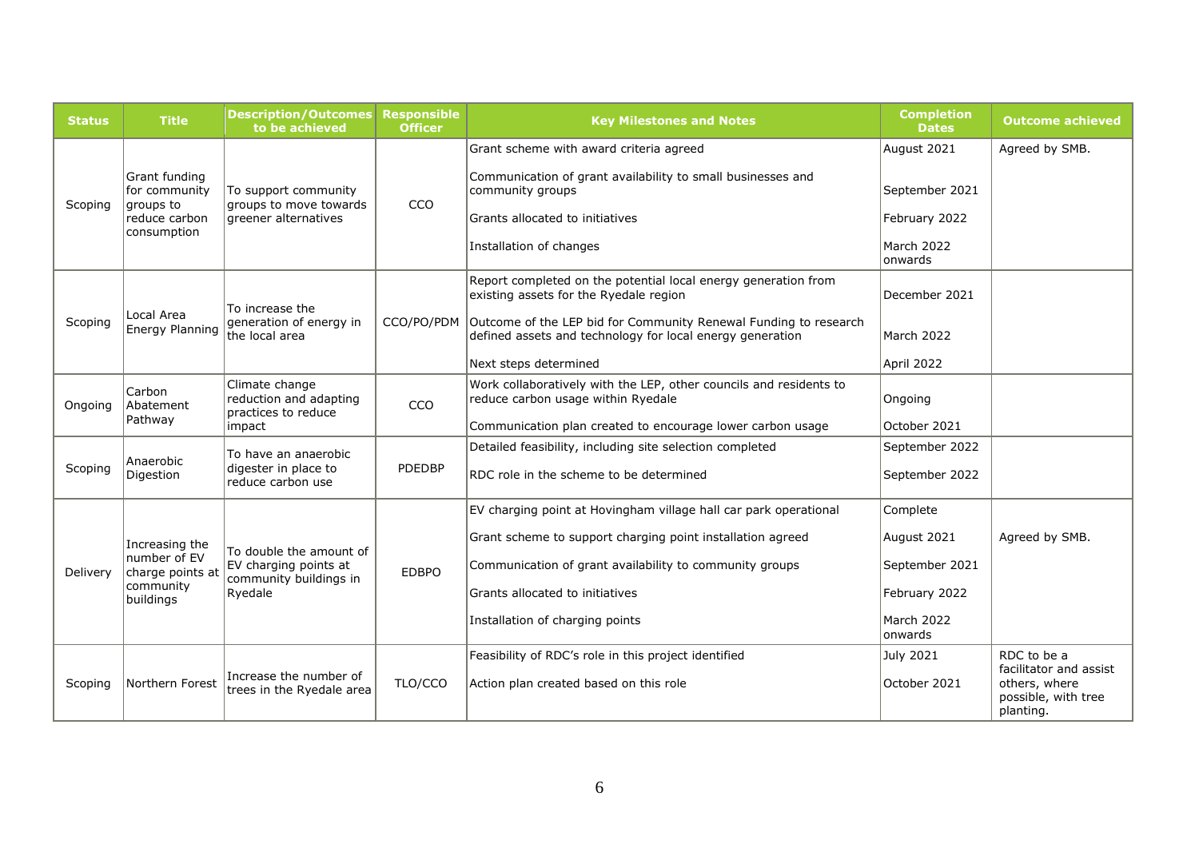| Status | Title | Description/Outcomes to be achieved | Responsible Officer | Key Milestones and Notes | Completion Dates | Outcome achieved |
|---|---|---|---|---|---|---|
| Scoping | Grant funding for community groups to reduce carbon consumption | To support community groups to move towards greener alternatives | CCO | Grant scheme with award criteria agreed<br><br>Communication of grant availability to small businesses and community groups<br><br>Grants allocated to initiatives<br><br>Installation of changes | August 2021<br><br>September 2021<br><br>February 2022<br><br>March 2022 onwards | Agreed by SMB. |
| Scoping | Local Area Energy Planning | To increase the generation of energy in the local area | CCO/PO/PDM | Report completed on the potential local energy generation from existing assets for the Ryedale region<br><br>Outcome of the LEP bid for Community Renewal Funding to research defined assets and technology for local energy generation<br><br>Next steps determined | December 2021<br><br>March 2022<br><br>April 2022 | |
| Ongoing | Carbon Abatement Pathway | Climate change reduction and adapting practices to reduce impact | CCO | Work collaboratively with the LEP, other councils and residents to reduce carbon usage within Ryedale<br><br>Communication plan created to encourage lower carbon usage | Ongoing<br><br>October 2021 | |
| Scoping | Anaerobic Digestion | To have an anaerobic digester in place to reduce carbon use | PDEDBP | Detailed feasibility, including site selection completed<br><br>RDC role in the scheme to be determined | September 2022<br><br>September 2022 | |
| Delivery | Increasing the number of EV charge points at community buildings | To double the amount of EV charging points at community buildings in Ryedale | EDBPO | EV charging point at Hovingham village hall car park operational<br><br>Grant scheme to support charging point installation agreed<br><br>Communication of grant availability to community groups<br><br>Grants allocated to initiatives<br><br>Installation of charging points | Complete<br><br>August 2021<br><br>September 2021<br><br>February 2022<br><br>March 2022 onwards | <br><br>Agreed by SMB. |
| Scoping | Northern Forest | Increase the number of trees in the Ryedale area | TLO/CCO | Feasibility of RDC's role in this project identified<br><br>Action plan created based on this role | July 2021<br><br>October 2021 | RDC to be a facilitator and assist others, where possible, with tree planting. |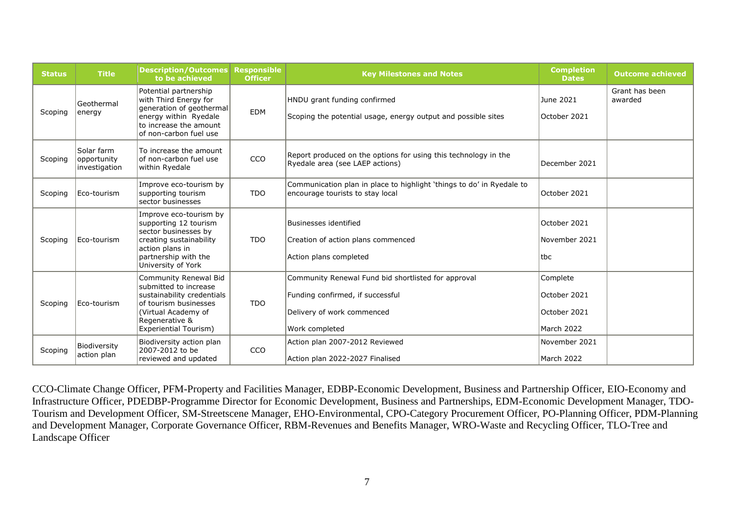| Status | Title | Description/Outcomes to be achieved | Responsible Officer | Key Milestones and Notes | Completion Dates | Outcome achieved |
|---|---|---|---|---|---|---|
| Scoping | Geothermal energy | Potential partnership with Third Energy for generation of geothermal energy within Ryedale to increase the amount of non-carbon fuel use | EDM | HNDU grant funding confirmed<br><br>Scoping the potential usage, energy output and possible sites | June 2021<br><br>October 2021 | Grant has been awarded |
| Scoping | Solar farm opportunity investigation | To increase the amount of non-carbon fuel use within Ryedale | CCO | Report produced on the options for using this technology in the Ryedale area (see LAEP actions) | December 2021 | |
| Scoping | Eco-tourism | Improve eco-tourism by supporting tourism sector businesses | TDO | Communication plan in place to highlight 'things to do' in Ryedale to encourage tourists to stay local | October 2021 | |
| Scoping | Eco-tourism | Improve eco-tourism by supporting 12 tourism sector businesses by creating sustainability action plans in partnership with the University of York | TDO | Businesses identified<br><br>Creation of action plans commenced<br><br>Action plans completed | October 2021<br><br>November 2021<br><br>tbc | |
| Scoping | Eco-tourism | Community Renewal Bid submitted to increase sustainability credentials of tourism businesses (Virtual Academy of Regenerative & Experiential Tourism) | TDO | Community Renewal Fund bid shortlisted for approval<br><br>Funding confirmed, if successful<br><br>Delivery of work commenced<br><br>Work completed | Complete<br><br>October 2021<br><br>October 2021<br><br>March 2022 | |
| Scoping | Biodiversity action plan | Biodiversity action plan 2007-2012 to be reviewed and updated | CCO | Action plan 2007-2012 Reviewed<br><br>Action plan 2022-2027 Finalised | November 2021<br><br>March 2022 | |

CCO-Climate Change Officer, PFM-Property and Facilities Manager, EDBP-Economic Development, Business and Partnership Officer, EIO-Economy and Infrastructure Officer, PDEDBP-Programme Director for Economic Development, Business and Partnerships, EDM-Economic Development Manager, TDO-Tourism and Development Officer, SM-Streetscene Manager, EHO-Environmental, CPO-Category Procurement Officer, PO-Planning Officer, PDM-Planning and Development Manager, Corporate Governance Officer, RBM-Revenues and Benefits Manager, WRO-Waste and Recycling Officer, TLO-Tree and Landscape Officer